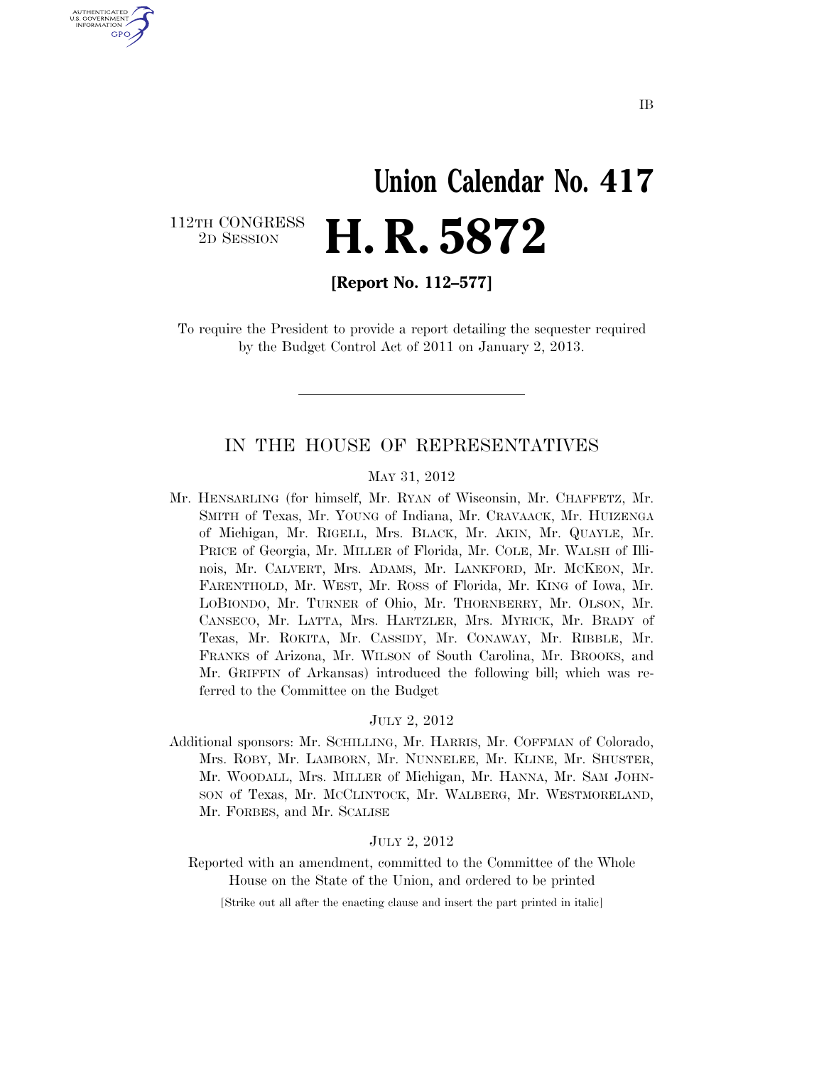IB

# Union Calendar No. 417

112TH CONGRESS
2D SESSION

# H. R. 5872

**[Report No. 112–577]**

To require the President to provide a report detailing the sequester required by the Budget Control Act of 2011 on January 2, 2013.

---

## IN THE HOUSE OF REPRESENTATIVES

MAY 31, 2012

Mr. HENSARLING (for himself, Mr. RYAN of Wisconsin, Mr. CHAFFETZ, Mr. SMITH of Texas, Mr. YOUNG of Indiana, Mr. CRAVAACK, Mr. HUIZENGA of Michigan, Mr. RIGELL, Mrs. BLACK, Mr. AKIN, Mr. QUAYLE, Mr. PRICE of Georgia, Mr. MILLER of Florida, Mr. COLE, Mr. WALSH of Illinois, Mr. CALVERT, Mrs. ADAMS, Mr. LANKFORD, Mr. MCKEON, Mr. FARENTHOLD, Mr. WEST, Mr. ROSS of Florida, Mr. KING of Iowa, Mr. LOBIONDO, Mr. TURNER of Ohio, Mr. THORNBERRY, Mr. OLSON, Mr. CANSECO, Mr. LATTA, Mrs. HARTZLER, Mrs. MYRICK, Mr. BRADY of Texas, Mr. ROKITA, Mr. CASSIDY, Mr. CONAWAY, Mr. RIBBLE, Mr. FRANKS of Arizona, Mr. WILSON of South Carolina, Mr. BROOKS, and Mr. GRIFFIN of Arkansas) introduced the following bill; which was referred to the Committee on the Budget

JULY 2, 2012

Additional sponsors: Mr. SCHILLING, Mr. HARRIS, Mr. COFFMAN of Colorado, Mrs. ROBY, Mr. LAMBORN, Mr. NUNNELEE, Mr. KLINE, Mr. SHUSTER, Mr. WOODALL, Mrs. MILLER of Michigan, Mr. HANNA, Mr. SAM JOHNSON of Texas, Mr. MCCLINTOCK, Mr. WALBERG, Mr. WESTMORELAND, Mr. FORBES, and Mr. SCALISE

JULY 2, 2012

Reported with an amendment, committed to the Committee of the Whole House on the State of the Union, and ordered to be printed

[Strike out all after the enacting clause and insert the part printed in italic]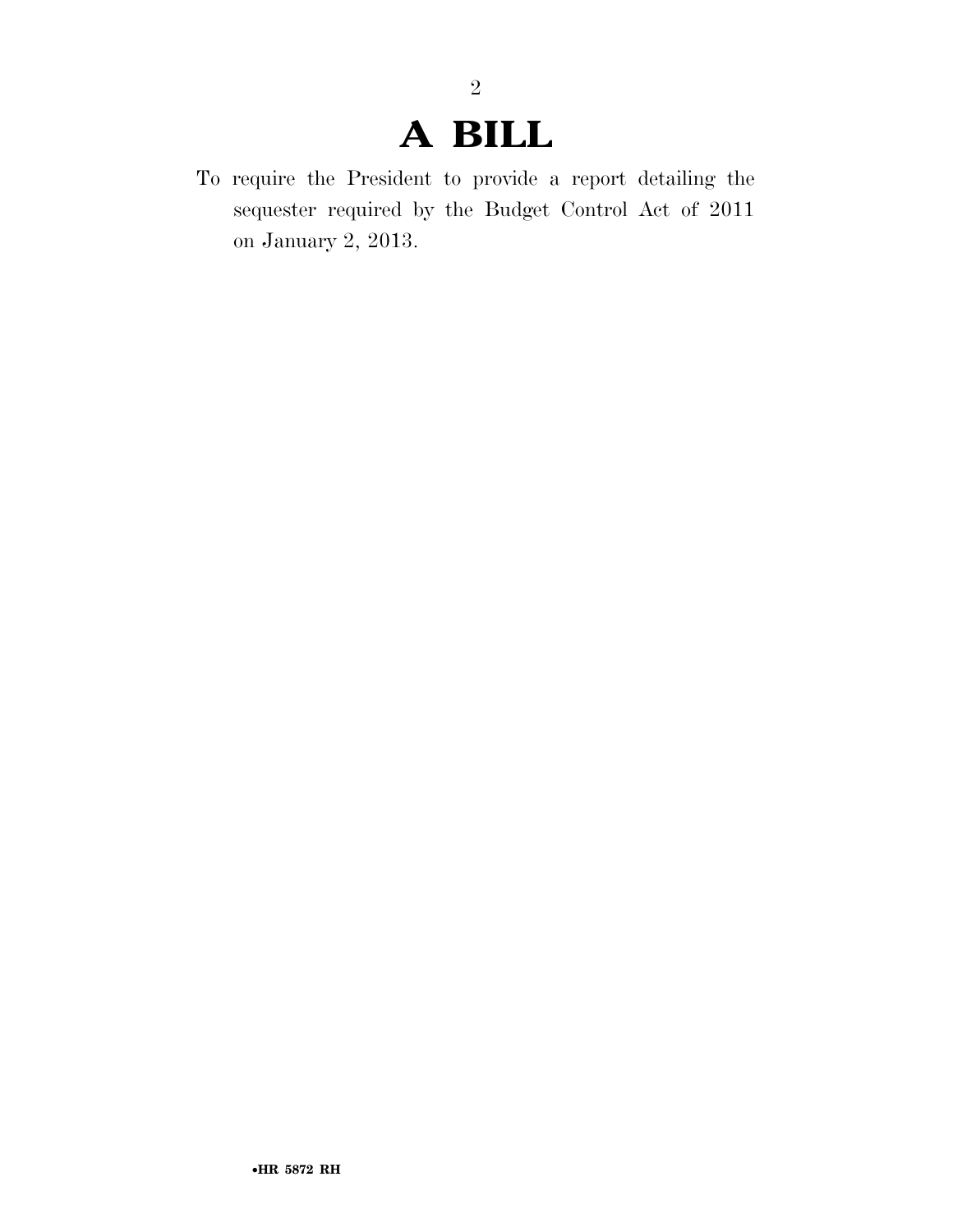# A BILL

To require the President to provide a report detailing the sequester required by the Budget Control Act of 2011 on January 2, 2013.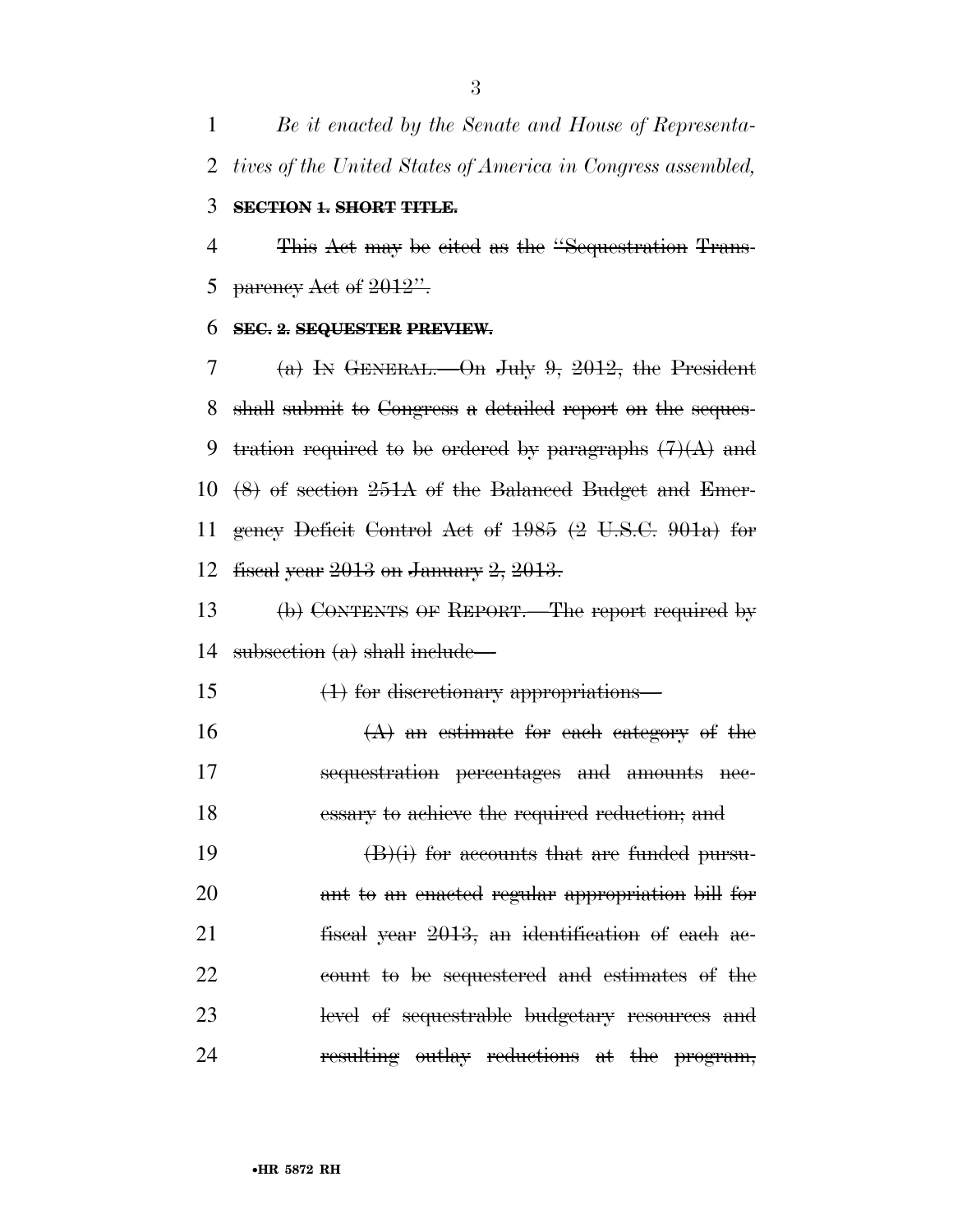*Be it enacted by the Senate and House of Representatives of the United States of America in Congress assembled,*

~~**SECTION 1. SHORT TITLE.**~~

~~This Act may be cited as the "Sequestration Transparency Act of 2012".~~

~~**SEC. 2. SEQUESTER PREVIEW.**~~

~~(a) IN GENERAL.—On July 9, 2012, the President shall submit to Congress a detailed report on the sequestration required to be ordered by paragraphs (7)(A) and (8) of section 251A of the Balanced Budget and Emergency Deficit Control Act of 1985 (2 U.S.C. 901a) for fiscal year 2013 on January 2, 2013.~~

~~(b) CONTENTS OF REPORT.—The report required by subsection (a) shall include—~~

~~(1) for discretionary appropriations—~~

~~(A) an estimate for each category of the sequestration percentages and amounts necessary to achieve the required reduction; and~~

~~(B)(i) for accounts that are funded pursuant to an enacted regular appropriation bill for fiscal year 2013, an identification of each account to be sequestered and estimates of the level of sequestrable budgetary resources and resulting outlay reductions at the program,~~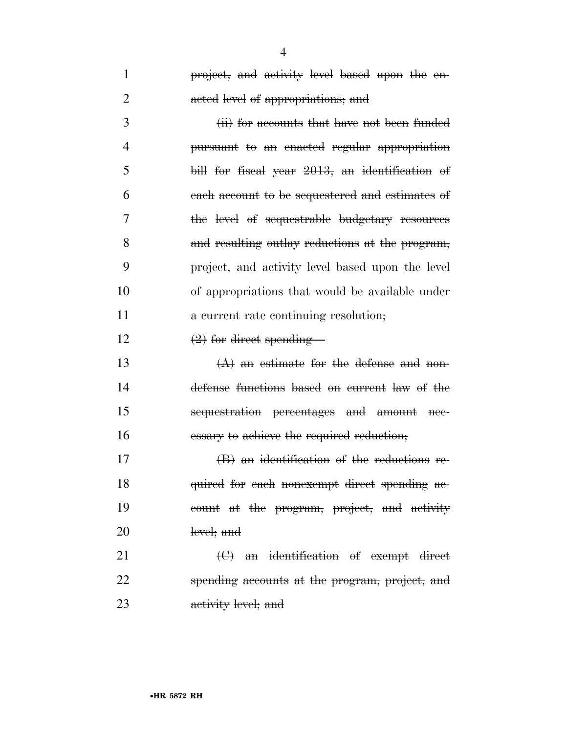~~project, and activity level based upon the enacted level of appropriations; and~~

~~(ii) for accounts that have not been funded pursuant to an enacted regular appropriation bill for fiscal year 2013, an identification of each account to be sequestered and estimates of the level of sequestrable budgetary resources and resulting outlay reductions at the program, project, and activity level based upon the level of appropriations that would be available under a current rate continuing resolution;~~

~~(2) for direct spending—~~

~~(A) an estimate for the defense and nondefense functions based on current law of the sequestration percentages and amount necessary to achieve the required reduction;~~

~~(B) an identification of the reductions required for each nonexempt direct spending account at the program, project, and activity level; and~~

~~(C) an identification of exempt direct spending accounts at the program, project, and activity level; and~~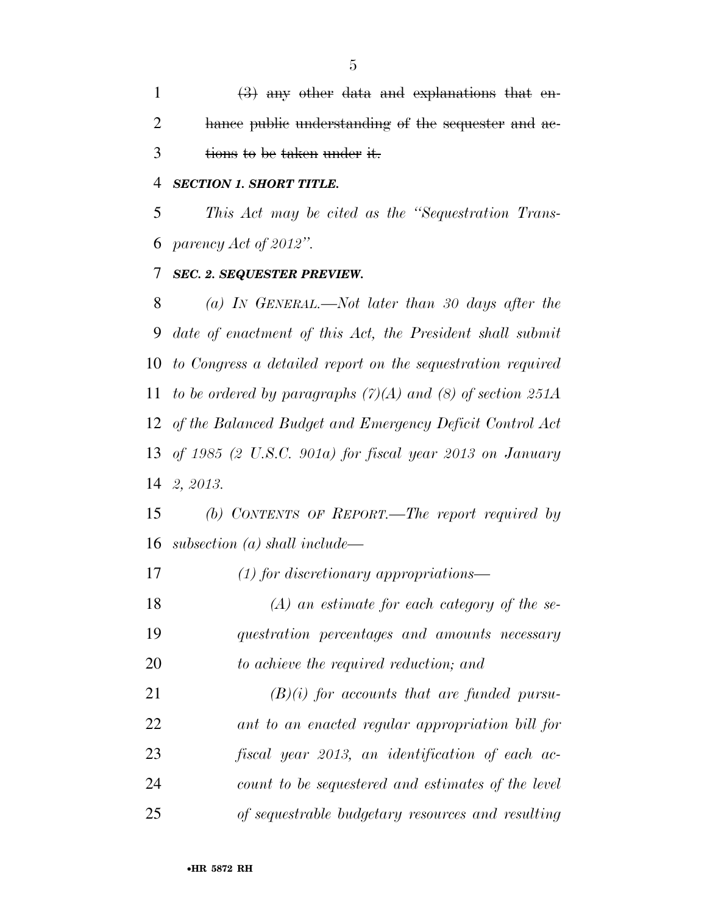~~(3) any other data and explanations that enhance public understanding of the sequester and actions to be taken under it.~~

***SECTION 1. SHORT TITLE.***

*This Act may be cited as the "Sequestration Transparency Act of 2012".*

***SEC. 2. SEQUESTER PREVIEW.***

*(a) IN GENERAL.—Not later than 30 days after the date of enactment of this Act, the President shall submit to Congress a detailed report on the sequestration required to be ordered by paragraphs (7)(A) and (8) of section 251A of the Balanced Budget and Emergency Deficit Control Act of 1985 (2 U.S.C. 901a) for fiscal year 2013 on January 2, 2013.*

*(b) CONTENTS OF REPORT.—The report required by subsection (a) shall include—*

*(1) for discretionary appropriations—*

*(A) an estimate for each category of the sequestration percentages and amounts necessary to achieve the required reduction; and*

*(B)(i) for accounts that are funded pursuant to an enacted regular appropriation bill for fiscal year 2013, an identification of each account to be sequestered and estimates of the level of sequestrable budgetary resources and resulting*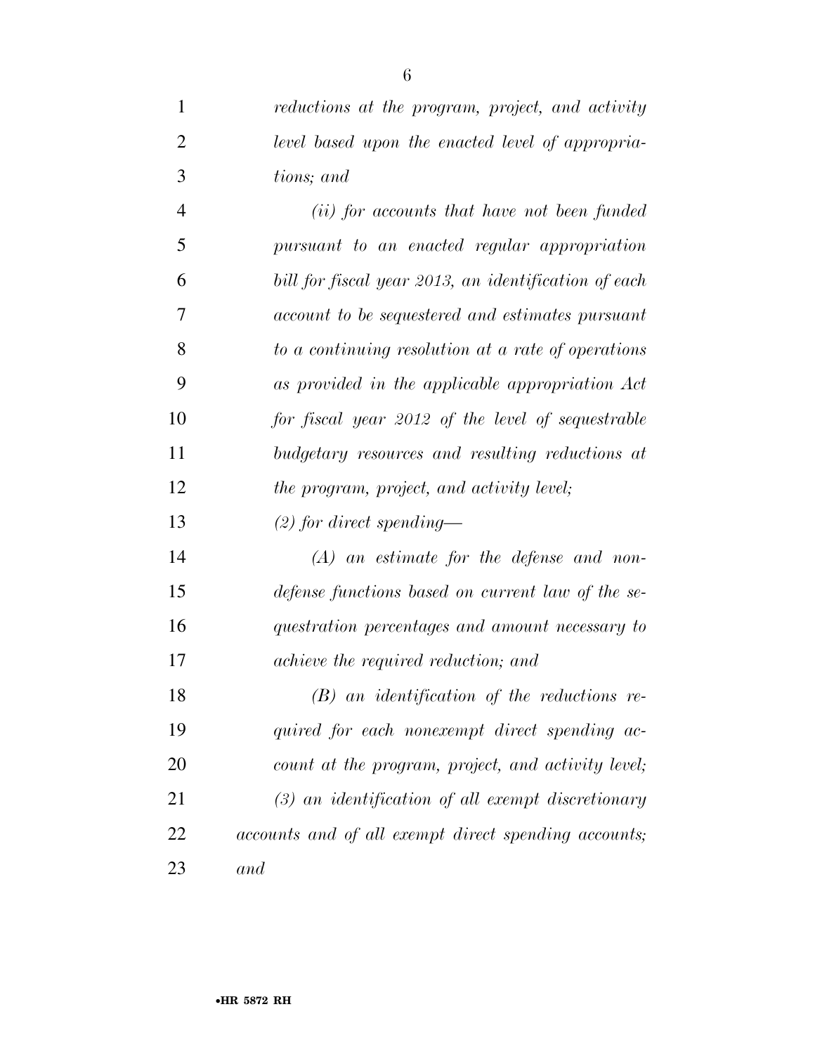*reductions at the program, project, and activity level based upon the enacted level of appropriations; and*

*(ii) for accounts that have not been funded pursuant to an enacted regular appropriation bill for fiscal year 2013, an identification of each account to be sequestered and estimates pursuant to a continuing resolution at a rate of operations as provided in the applicable appropriation Act for fiscal year 2012 of the level of sequestrable budgetary resources and resulting reductions at the program, project, and activity level;*

*(2) for direct spending—*

*(A) an estimate for the defense and nondefense functions based on current law of the sequestration percentages and amount necessary to achieve the required reduction; and*

*(B) an identification of the reductions required for each nonexempt direct spending account at the program, project, and activity level;*

*(3) an identification of all exempt discretionary accounts and of all exempt direct spending accounts; and*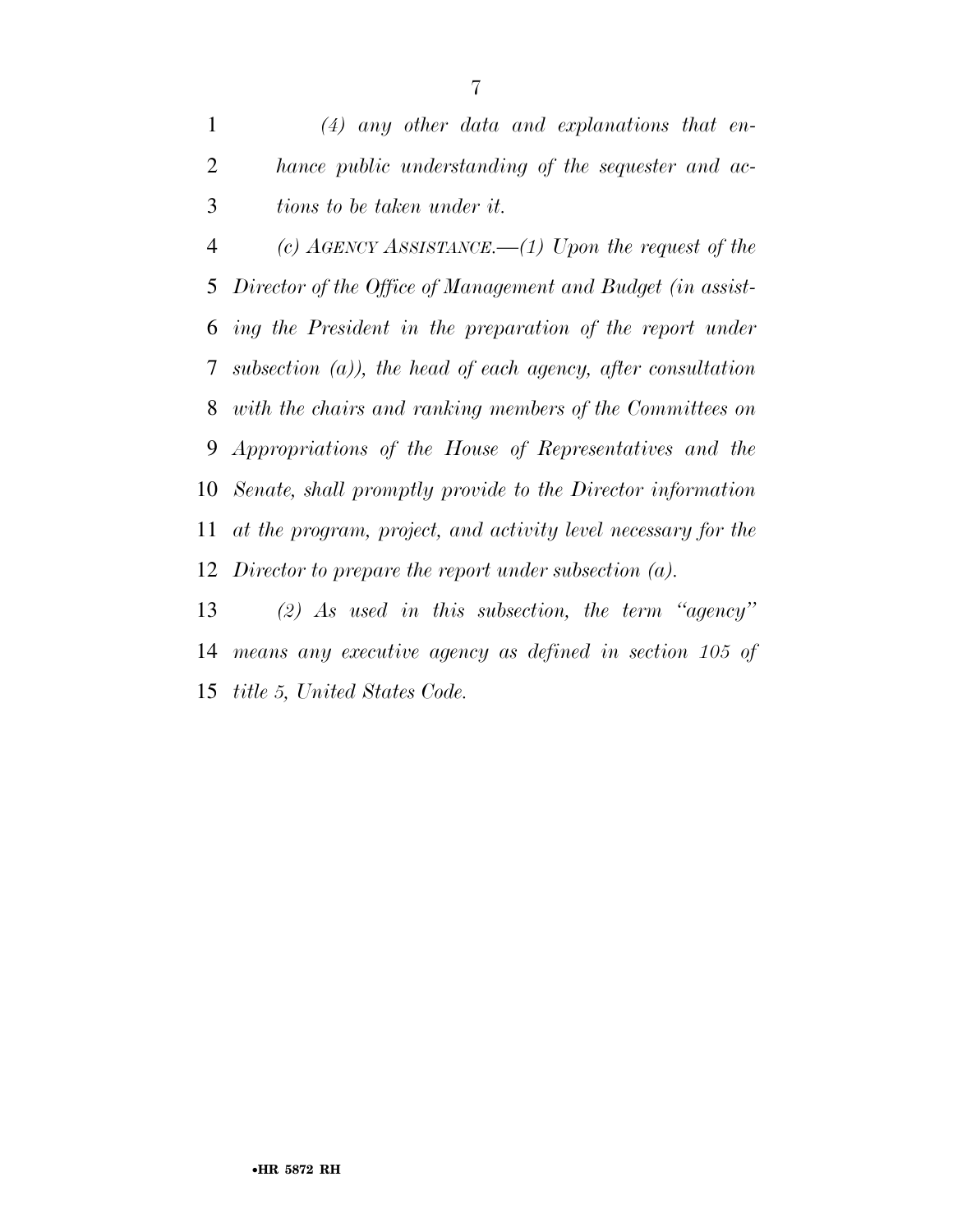*(4) any other data and explanations that enhance public understanding of the sequester and actions to be taken under it.*

*(c) AGENCY ASSISTANCE.—(1) Upon the request of the Director of the Office of Management and Budget (in assisting the President in the preparation of the report under subsection (a)), the head of each agency, after consultation with the chairs and ranking members of the Committees on Appropriations of the House of Representatives and the Senate, shall promptly provide to the Director information at the program, project, and activity level necessary for the Director to prepare the report under subsection (a).*

*(2) As used in this subsection, the term "agency" means any executive agency as defined in section 105 of title 5, United States Code.*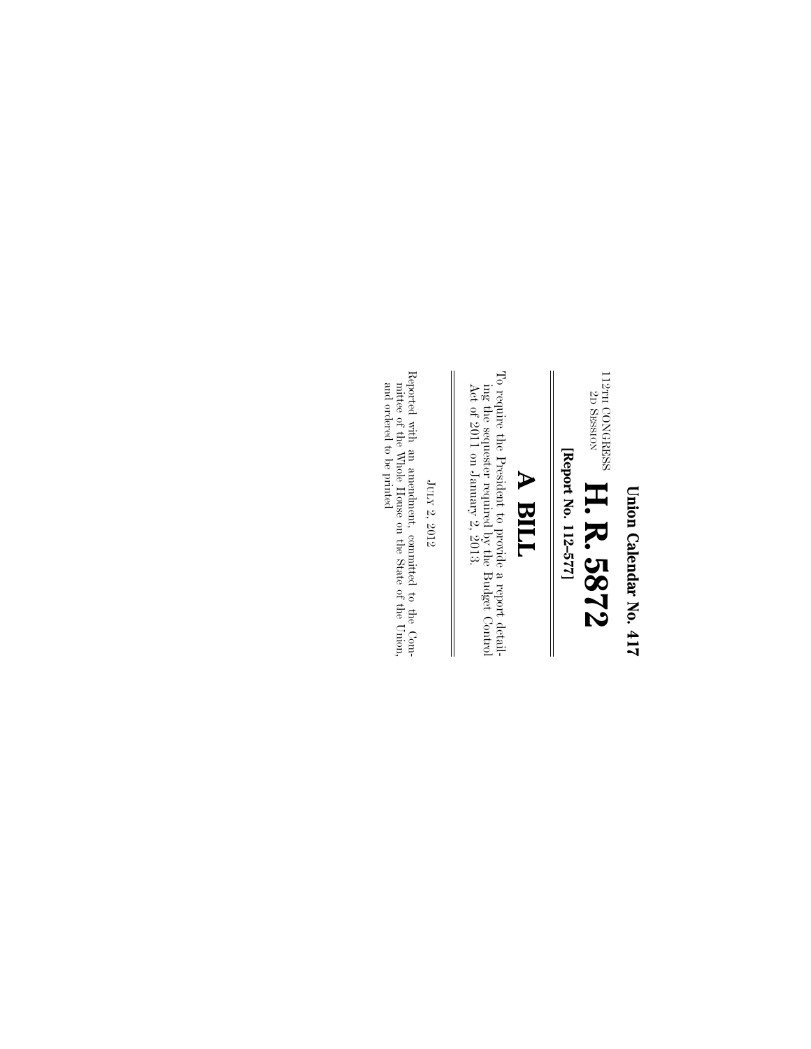# Union Calendar No. 417

112TH CONGRESS
2D SESSION

# H. R. 5872

**[Report No. 112–577]**

---

# A BILL

To require the President to provide a report detailing the sequester required by the Budget Control Act of 2011 on January 2, 2013.

---

JULY 2, 2012

Reported with an amendment, committed to the Committee of the Whole House on the State of the Union, and ordered to be printed